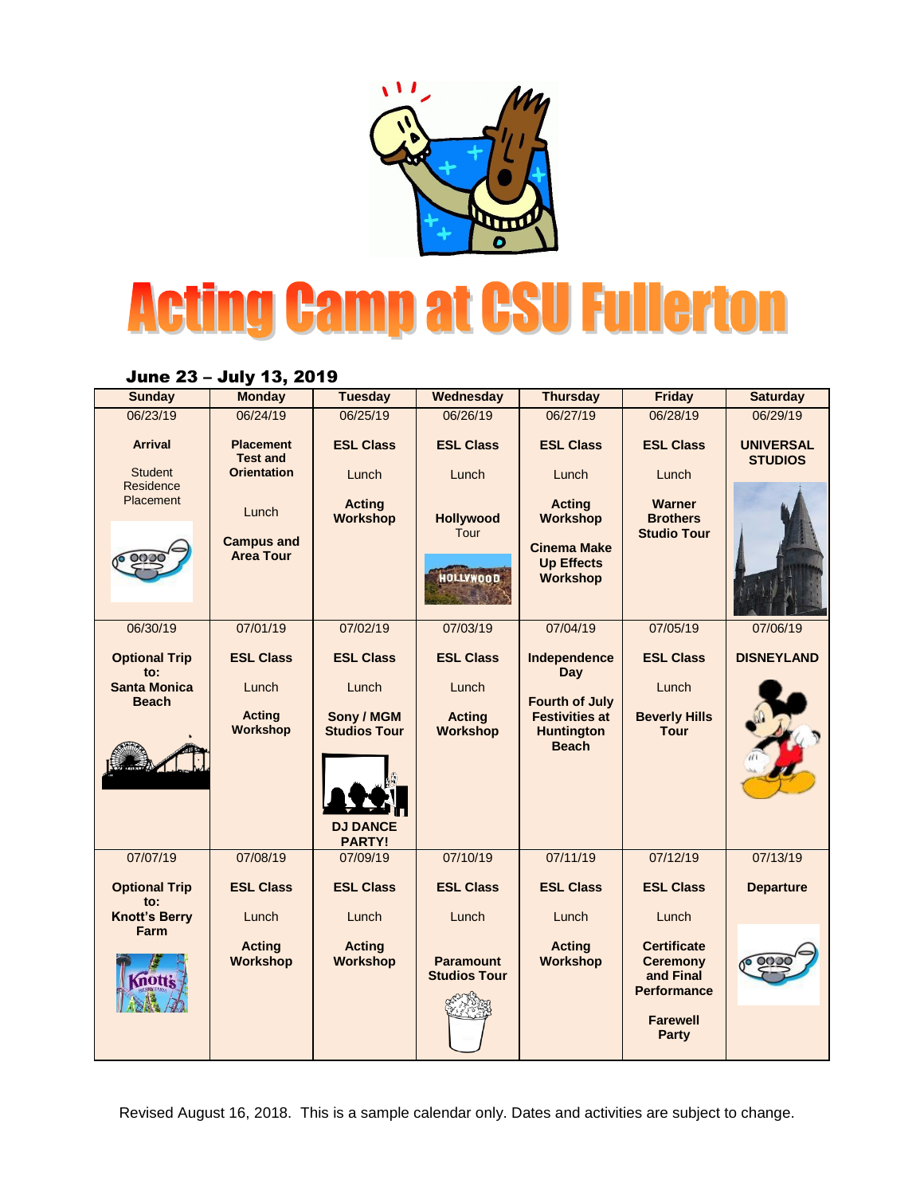# Acting Camp at CSU Fullerton

**June 23 – July 13, 2019**

| Sunday | Monday | Tuesday | Wednesday | Thursday | Friday | Saturday |
|---|---|---|---|---|---|---|
| 06/23/19<br>**Arrival**<br>Student Residence Placement | 06/24/19<br>**Placement Test and Orientation**<br>Lunch<br>**Campus and Area Tour** | 06/25/19<br>**ESL Class**<br>Lunch<br>**Acting Workshop** | 06/26/19<br>**ESL Class**<br>Lunch<br>**Hollywood** Tour | 06/27/19<br>**ESL Class**<br>Lunch<br>**Acting Workshop**<br>**Cinema Make Up Effects Workshop** | 06/28/19<br>**ESL Class**<br>Lunch<br>**Warner Brothers Studio Tour** | 06/29/19<br>**UNIVERSAL STUDIOS** |
| 06/30/19<br>**Optional Trip to: Santa Monica Beach** | 07/01/19<br>**ESL Class**<br>Lunch<br>**Acting Workshop** | 07/02/19<br>**ESL Class**<br>Lunch<br>**Sony / MGM Studios Tour**<br>**DJ DANCE PARTY!** | 07/03/19<br>**ESL Class**<br>Lunch<br>**Acting Workshop** | 07/04/19<br>**Independence Day**<br>**Fourth of July Festivities at Huntington Beach** | 07/05/19<br>**ESL Class**<br>Lunch<br>**Beverly Hills Tour** | 07/06/19<br>**DISNEYLAND** |
| 07/07/19<br>**Optional Trip to: Knott's Berry Farm** | 07/08/19<br>**ESL Class**<br>Lunch<br>**Acting Workshop** | 07/09/19<br>**ESL Class**<br>Lunch<br>**Acting Workshop** | 07/10/19<br>**ESL Class**<br>Lunch<br>**Paramount Studios Tour** | 07/11/19<br>**ESL Class**<br>Lunch<br>**Acting Workshop** | 07/12/19<br>**ESL Class**<br>Lunch<br>**Certificate Ceremony and Final Performance**<br>**Farewell Party** | 07/13/19<br>**Departure** |

Revised August 16, 2018. This is a sample calendar only. Dates and activities are subject to change.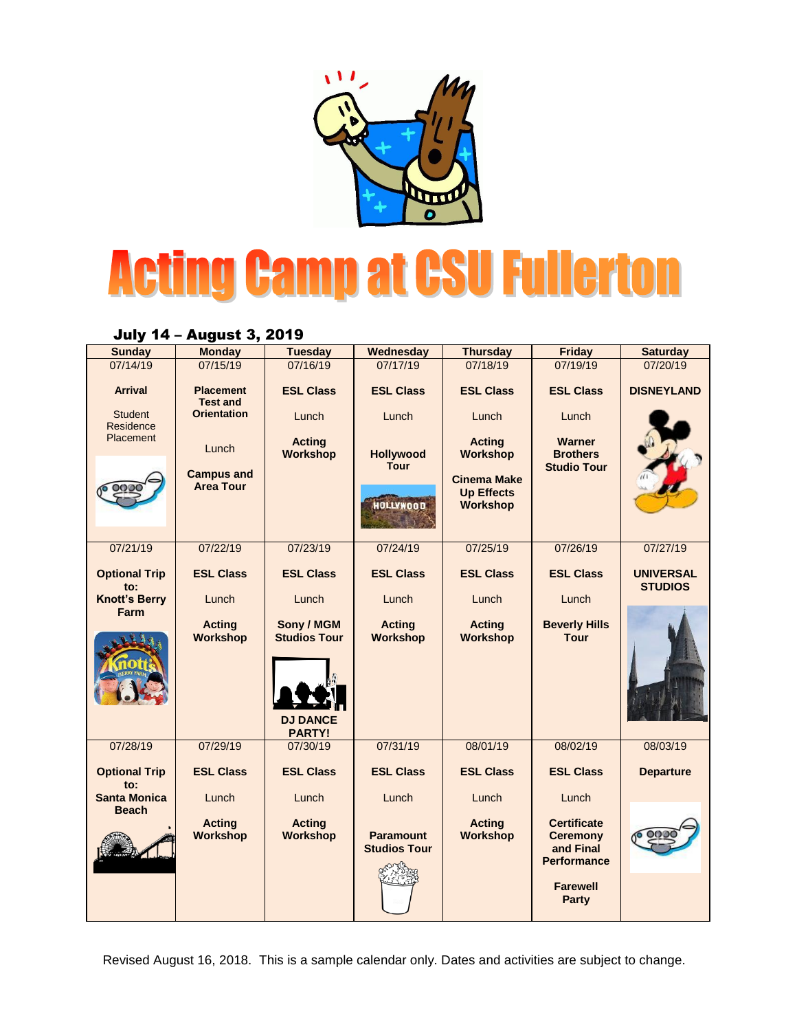# Acting Camp at CSU Fullerton

**July 14 – August 3, 2019**

| Sunday | Monday | Tuesday | Wednesday | Thursday | Friday | Saturday |
|---|---|---|---|---|---|---|
| 07/14/19<br>**Arrival**<br>Student Residence Placement | 07/15/19<br>**Placement Test and Orientation**<br>Lunch<br>**Campus and Area Tour** | 07/16/19<br>**ESL Class**<br>Lunch<br>**Acting Workshop** | 07/17/19<br>**ESL Class**<br>Lunch<br>**Hollywood Tour** | 07/18/19<br>**ESL Class**<br>Lunch<br>**Acting Workshop**<br>**Cinema Make Up Effects Workshop** | 07/19/19<br>**ESL Class**<br>Lunch<br>**Warner Brothers Studio Tour** | 07/20/19<br>**DISNEYLAND** |
| 07/21/19<br>**Optional Trip to: Knott's Berry Farm** | 07/22/19<br>**ESL Class**<br>Lunch<br>**Acting Workshop** | 07/23/19<br>**ESL Class**<br>Lunch<br>**Sony / MGM Studios Tour**<br>**DJ DANCE PARTY!** | 07/24/19<br>**ESL Class**<br>Lunch<br>**Acting Workshop** | 07/25/19<br>**ESL Class**<br>Lunch<br>**Acting Workshop** | 07/26/19<br>**ESL Class**<br>Lunch<br>**Beverly Hills Tour** | 07/27/19<br>**UNIVERSAL STUDIOS** |
| 07/28/19<br>**Optional Trip to: Santa Monica Beach** | 07/29/19<br>**ESL Class**<br>Lunch<br>**Acting Workshop** | 07/30/19<br>**ESL Class**<br>Lunch<br>**Acting Workshop** | 07/31/19<br>**ESL Class**<br>Lunch<br>**Paramount Studios Tour** | 08/01/19<br>**ESL Class**<br>Lunch<br>**Acting Workshop** | 08/02/19<br>**ESL Class**<br>Lunch<br>**Certificate Ceremony and Final Performance**<br>**Farewell Party** | 08/03/19<br>**Departure** |

Revised August 16, 2018. This is a sample calendar only. Dates and activities are subject to change.